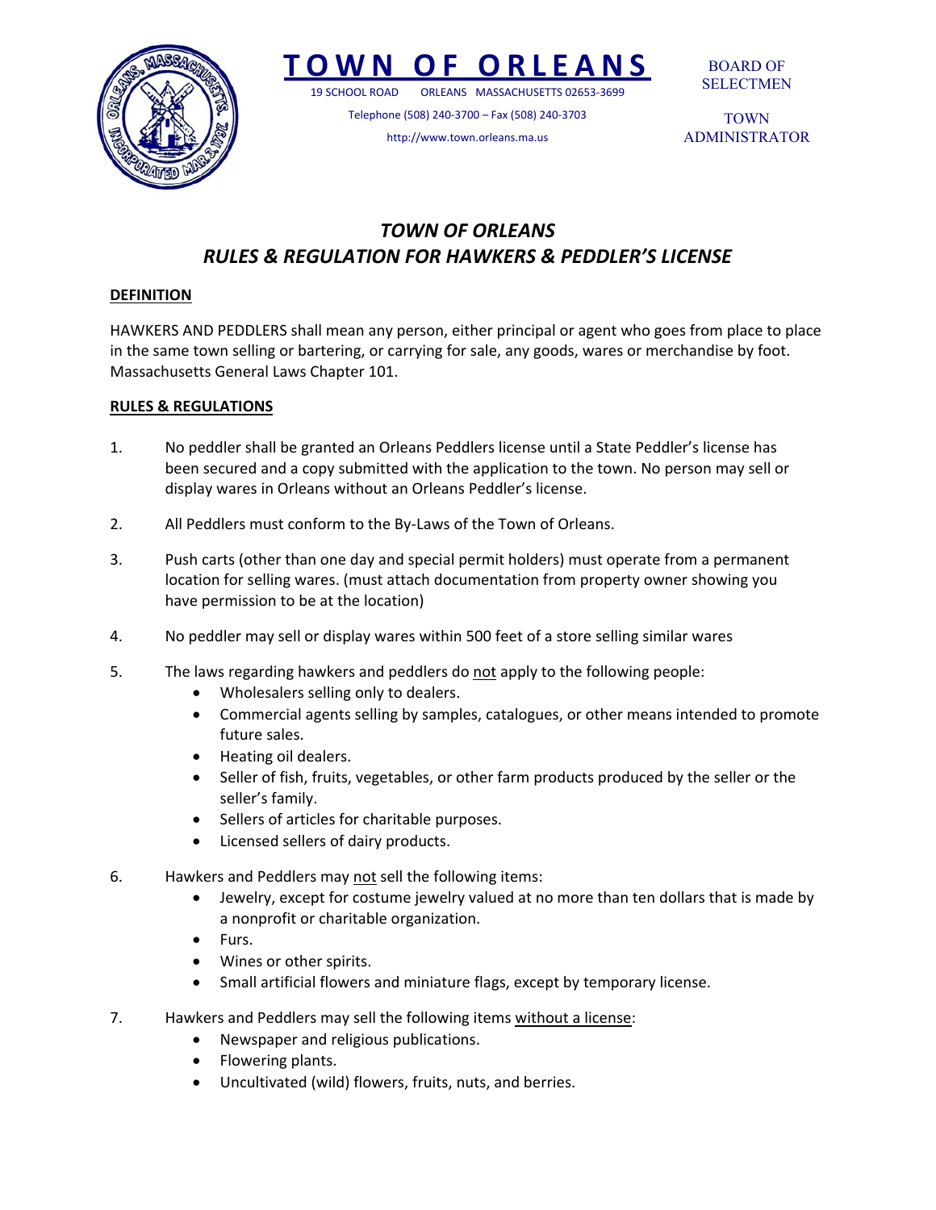# TOWN OF ORLEANS

19 SCHOOL ROAD ORLEANS MASSACHUSETTS 02653-3699

Telephone (508) 240-3700 – Fax (508) 240-3703

http://www.town.orleans.ma.us

BOARD OF SELECTMEN

TOWN ADMINISTRATOR

## *TOWN OF ORLEANS*
## *RULES & REGULATION FOR HAWKERS & PEDDLER'S LICENSE*

**DEFINITION**

HAWKERS AND PEDDLERS shall mean any person, either principal or agent who goes from place to place in the same town selling or bartering, or carrying for sale, any goods, wares or merchandise by foot. Massachusetts General Laws Chapter 101.

**RULES & REGULATIONS**

1. No peddler shall be granted an Orleans Peddlers license until a State Peddler's license has been secured and a copy submitted with the application to the town. No person may sell or display wares in Orleans without an Orleans Peddler's license.

2. All Peddlers must conform to the By-Laws of the Town of Orleans.

3. Push carts (other than one day and special permit holders) must operate from a permanent location for selling wares. (must attach documentation from property owner showing you have permission to be at the location)

4. No peddler may sell or display wares within 500 feet of a store selling similar wares

5. The laws regarding hawkers and peddlers do not apply to the following people:
   - Wholesalers selling only to dealers.
   - Commercial agents selling by samples, catalogues, or other means intended to promote future sales.
   - Heating oil dealers.
   - Seller of fish, fruits, vegetables, or other farm products produced by the seller or the seller's family.
   - Sellers of articles for charitable purposes.
   - Licensed sellers of dairy products.

6. Hawkers and Peddlers may not sell the following items:
   - Jewelry, except for costume jewelry valued at no more than ten dollars that is made by a nonprofit or charitable organization.
   - Furs.
   - Wines or other spirits.
   - Small artificial flowers and miniature flags, except by temporary license.

7. Hawkers and Peddlers may sell the following items without a license:
   - Newspaper and religious publications.
   - Flowering plants.
   - Uncultivated (wild) flowers, fruits, nuts, and berries.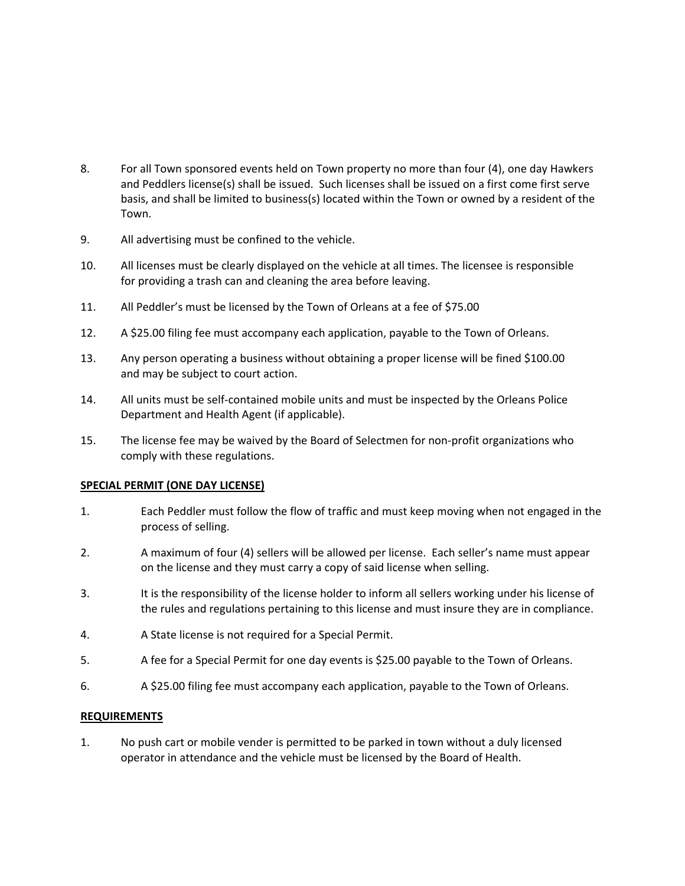8. For all Town sponsored events held on Town property no more than four (4), one day Hawkers and Peddlers license(s) shall be issued. Such licenses shall be issued on a first come first serve basis, and shall be limited to business(s) located within the Town or owned by a resident of the Town.

9. All advertising must be confined to the vehicle.

10. All licenses must be clearly displayed on the vehicle at all times. The licensee is responsible for providing a trash can and cleaning the area before leaving.

11. All Peddler's must be licensed by the Town of Orleans at a fee of $75.00

12. A $25.00 filing fee must accompany each application, payable to the Town of Orleans.

13. Any person operating a business without obtaining a proper license will be fined $100.00 and may be subject to court action.

14. All units must be self-contained mobile units and must be inspected by the Orleans Police Department and Health Agent (if applicable).

15. The license fee may be waived by the Board of Selectmen for non-profit organizations who comply with these regulations.

**SPECIAL PERMIT (ONE DAY LICENSE)**

1. Each Peddler must follow the flow of traffic and must keep moving when not engaged in the process of selling.

2. A maximum of four (4) sellers will be allowed per license. Each seller's name must appear on the license and they must carry a copy of said license when selling.

3. It is the responsibility of the license holder to inform all sellers working under his license of the rules and regulations pertaining to this license and must insure they are in compliance.

4. A State license is not required for a Special Permit.

5. A fee for a Special Permit for one day events is $25.00 payable to the Town of Orleans.

6. A $25.00 filing fee must accompany each application, payable to the Town of Orleans.

**REQUIREMENTS**

1. No push cart or mobile vender is permitted to be parked in town without a duly licensed operator in attendance and the vehicle must be licensed by the Board of Health.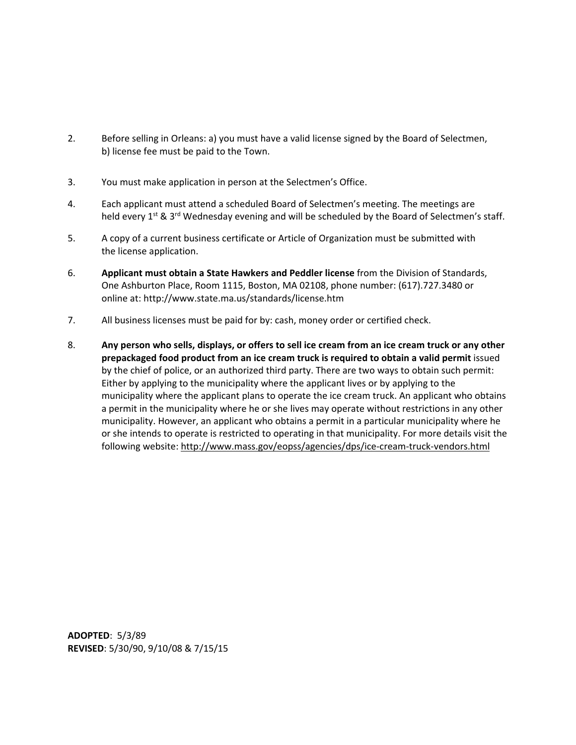2. Before selling in Orleans: a) you must have a valid license signed by the Board of Selectmen, b) license fee must be paid to the Town.

3. You must make application in person at the Selectmen's Office.

4. Each applicant must attend a scheduled Board of Selectmen's meeting. The meetings are held every 1st & 3rd Wednesday evening and will be scheduled by the Board of Selectmen's staff.

5. A copy of a current business certificate or Article of Organization must be submitted with the license application.

6. **Applicant must obtain a State Hawkers and Peddler license** from the Division of Standards, One Ashburton Place, Room 1115, Boston, MA 02108, phone number: (617).727.3480 or online at: http://www.state.ma.us/standards/license.htm

7. All business licenses must be paid for by: cash, money order or certified check.

8. **Any person who sells, displays, or offers to sell ice cream from an ice cream truck or any other prepackaged food product from an ice cream truck is required to obtain a valid permit** issued by the chief of police, or an authorized third party. There are two ways to obtain such permit: Either by applying to the municipality where the applicant lives or by applying to the municipality where the applicant plans to operate the ice cream truck. An applicant who obtains a permit in the municipality where he or she lives may operate without restrictions in any other municipality. However, an applicant who obtains a permit in a particular municipality where he or she intends to operate is restricted to operating in that municipality. For more details visit the following website: http://www.mass.gov/eopss/agencies/dps/ice-cream-truck-vendors.html

**ADOPTED**: 5/3/89
**REVISED**: 5/30/90, 9/10/08 & 7/15/15